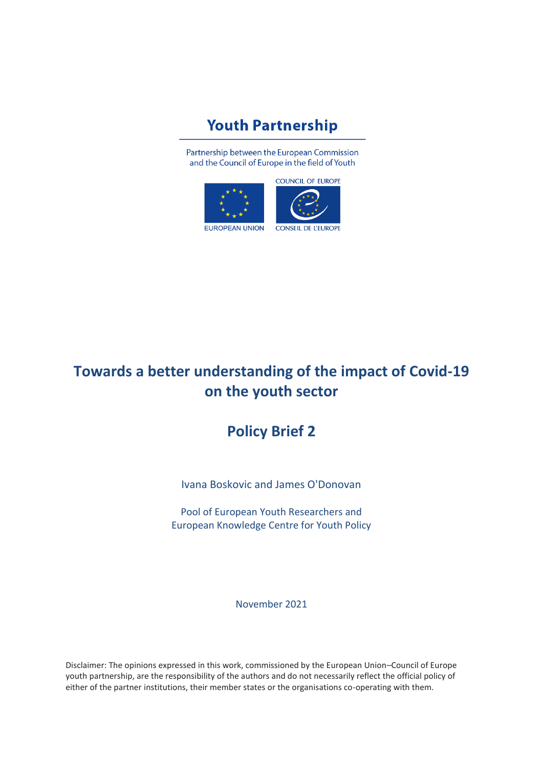# Youth Partnership

Partnership between the European Commission
and the Council of Europe in the field of Youth

COUNCIL OF EUROPE

EUROPEAN UNION

CONSEIL DE L'EUROPE

# Towards a better understanding of the impact of Covid-19 on the youth sector

## Policy Brief 2

Ivana Boskovic and James O'Donovan

Pool of European Youth Researchers and
European Knowledge Centre for Youth Policy

November 2021

Disclaimer: The opinions expressed in this work, commissioned by the European Union–Council of Europe youth partnership, are the responsibility of the authors and do not necessarily reflect the official policy of either of the partner institutions, their member states or the organisations co-operating with them.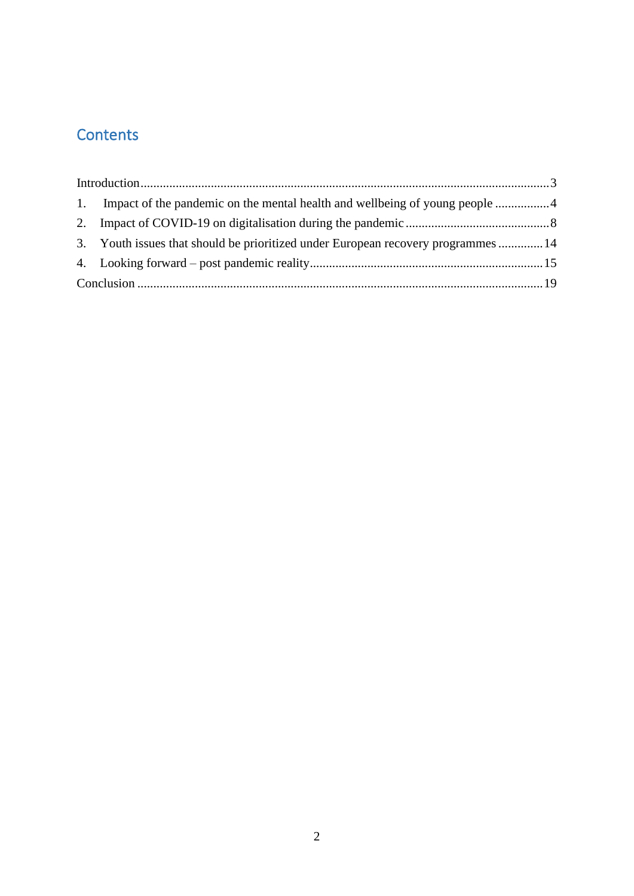## Contents

Introduction ................................................................................................................................ 3

1. Impact of the pandemic on the mental health and wellbeing of young people ................. 4
2. Impact of COVID-19 on digitalisation during the pandemic ............................................. 8
3. Youth issues that should be prioritized under European recovery programmes .............. 14
4. Looking forward – post pandemic reality ......................................................................... 15

Conclusion ................................................................................................................................ 19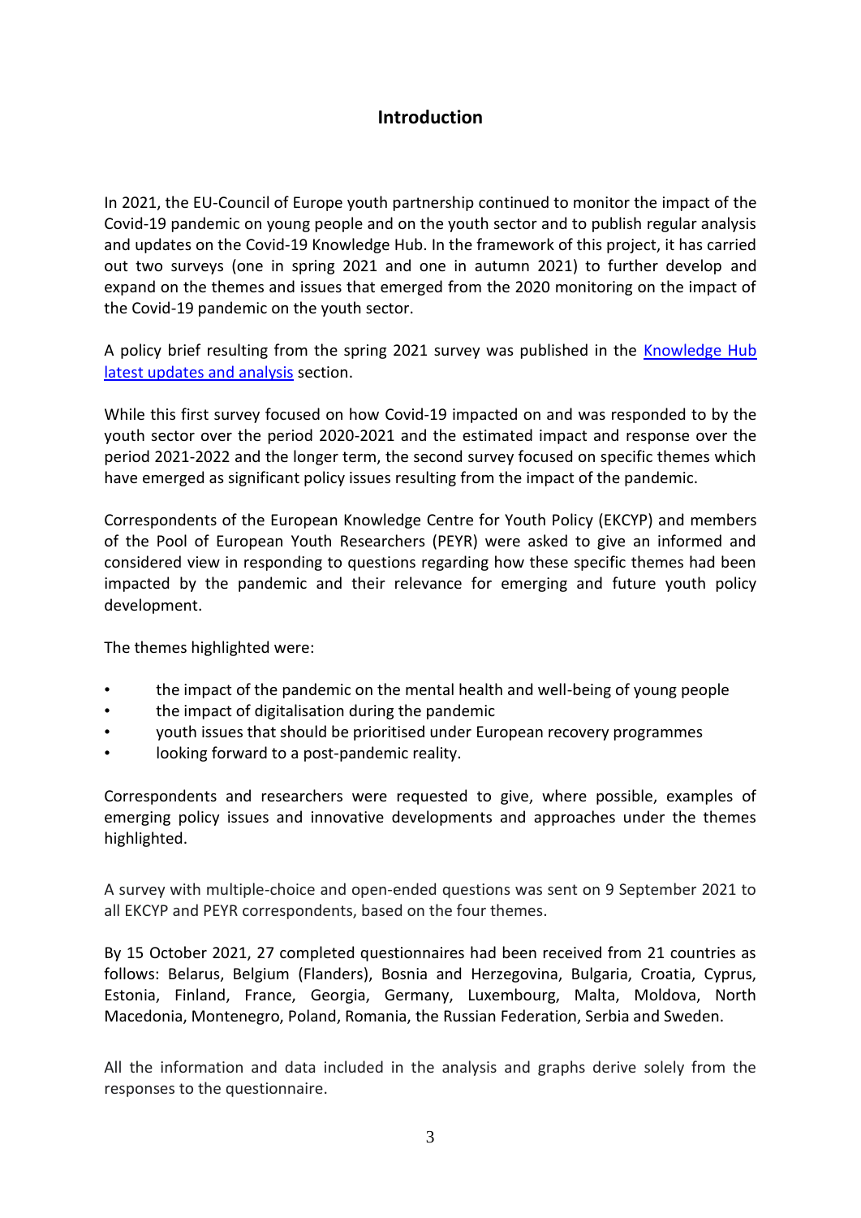# Introduction

In 2021, the EU-Council of Europe youth partnership continued to monitor the impact of the Covid-19 pandemic on young people and on the youth sector and to publish regular analysis and updates on the Covid-19 Knowledge Hub. In the framework of this project, it has carried out two surveys (one in spring 2021 and one in autumn 2021) to further develop and expand on the themes and issues that emerged from the 2020 monitoring on the impact of the Covid-19 pandemic on the youth sector.

A policy brief resulting from the spring 2021 survey was published in the Knowledge Hub latest updates and analysis section.

While this first survey focused on how Covid-19 impacted on and was responded to by the youth sector over the period 2020-2021 and the estimated impact and response over the period 2021-2022 and the longer term, the second survey focused on specific themes which have emerged as significant policy issues resulting from the impact of the pandemic.

Correspondents of the European Knowledge Centre for Youth Policy (EKCYP) and members of the Pool of European Youth Researchers (PEYR) were asked to give an informed and considered view in responding to questions regarding how these specific themes had been impacted by the pandemic and their relevance for emerging and future youth policy development.

The themes highlighted were:

- the impact of the pandemic on the mental health and well-being of young people
- the impact of digitalisation during the pandemic
- youth issues that should be prioritised under European recovery programmes
- looking forward to a post-pandemic reality.

Correspondents and researchers were requested to give, where possible, examples of emerging policy issues and innovative developments and approaches under the themes highlighted.

A survey with multiple-choice and open-ended questions was sent on 9 September 2021 to all EKCYP and PEYR correspondents, based on the four themes.

By 15 October 2021, 27 completed questionnaires had been received from 21 countries as follows: Belarus, Belgium (Flanders), Bosnia and Herzegovina, Bulgaria, Croatia, Cyprus, Estonia, Finland, France, Georgia, Germany, Luxembourg, Malta, Moldova, North Macedonia, Montenegro, Poland, Romania, the Russian Federation, Serbia and Sweden.

All the information and data included in the analysis and graphs derive solely from the responses to the questionnaire.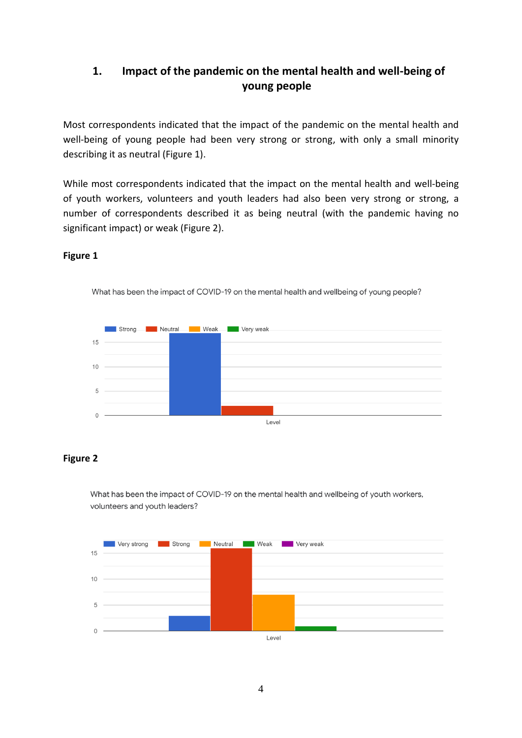## 1. Impact of the pandemic on the mental health and well-being of young people

Most correspondents indicated that the impact of the pandemic on the mental health and well-being of young people had been very strong or strong, with only a small minority describing it as neutral (Figure 1).

While most correspondents indicated that the impact on the mental health and well-being of youth workers, volunteers and youth leaders had also been very strong or strong, a number of correspondents described it as being neutral (with the pandemic having no significant impact) or weak (Figure 2).

**Figure 1**

What has been the impact of COVID-19 on the mental health and wellbeing of young people?

**Figure 2**

What has been the impact of COVID-19 on the mental health and wellbeing of youth workers, volunteers and youth leaders?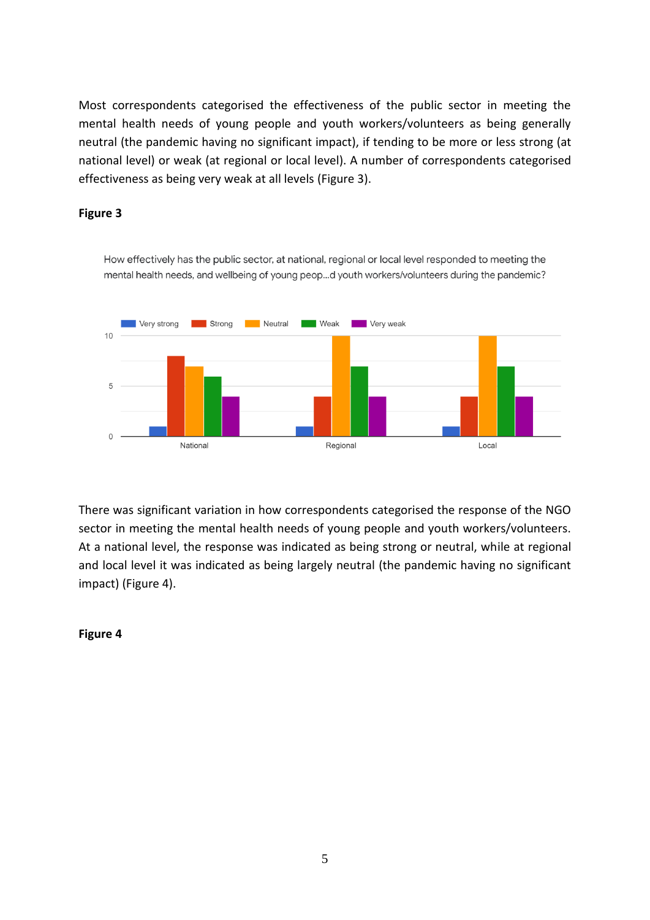Most correspondents categorised the effectiveness of the public sector in meeting the mental health needs of young people and youth workers/volunteers as being generally neutral (the pandemic having no significant impact), if tending to be more or less strong (at national level) or weak (at regional or local level). A number of correspondents categorised effectiveness as being very weak at all levels (Figure 3).

**Figure 3**

How effectively has the public sector, at national, regional or local level responded to meeting the mental health needs, and wellbeing of young peop...d youth workers/volunteers during the pandemic?

| | Very strong | Strong | Neutral | Weak | Very weak |
|---|---|---|---|---|---|
| National | 1 | 8 | 7 | 6 | 4 |
| Regional | 1 | 4 | 10 | 7 | 4 |
| Local | 1 | 4 | 10 | 7 | 4 |

There was significant variation in how correspondents categorised the response of the NGO sector in meeting the mental health needs of young people and youth workers/volunteers. At a national level, the response was indicated as being strong or neutral, while at regional and local level it was indicated as being largely neutral (the pandemic having no significant impact) (Figure 4).

**Figure 4**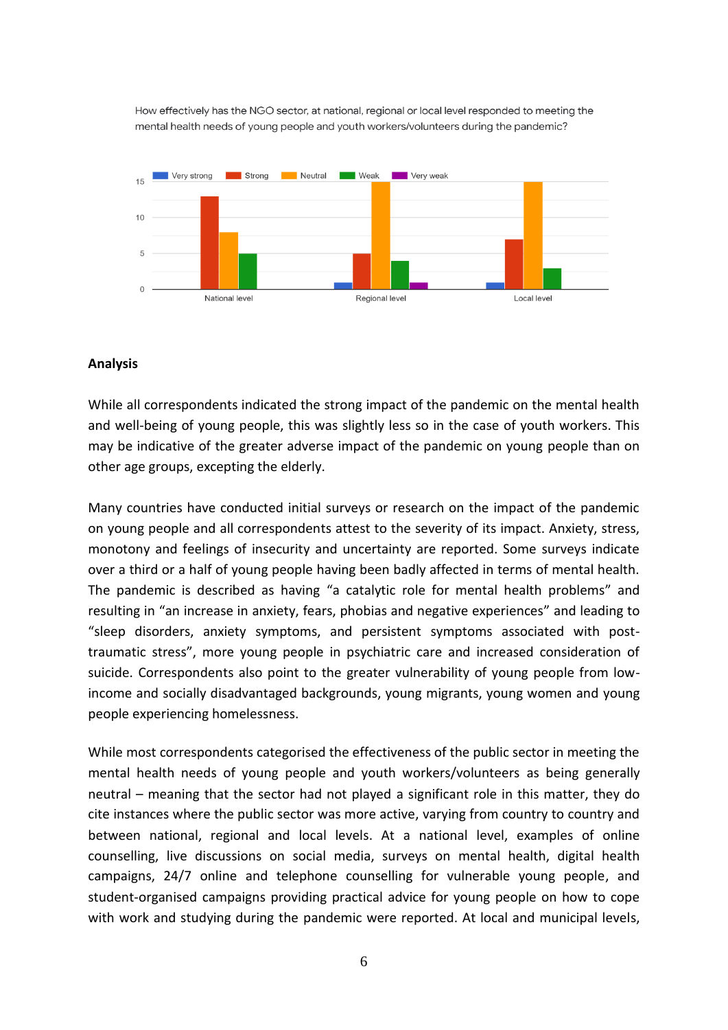How effectively has the NGO sector, at national, regional or local level responded to meeting the mental health needs of young people and youth workers/volunteers during the pandemic?

### Analysis

While all correspondents indicated the strong impact of the pandemic on the mental health and well-being of young people, this was slightly less so in the case of youth workers. This may be indicative of the greater adverse impact of the pandemic on young people than on other age groups, excepting the elderly.

Many countries have conducted initial surveys or research on the impact of the pandemic on young people and all correspondents attest to the severity of its impact. Anxiety, stress, monotony and feelings of insecurity and uncertainty are reported. Some surveys indicate over a third or a half of young people having been badly affected in terms of mental health. The pandemic is described as having "a catalytic role for mental health problems" and resulting in "an increase in anxiety, fears, phobias and negative experiences" and leading to "sleep disorders, anxiety symptoms, and persistent symptoms associated with post-traumatic stress", more young people in psychiatric care and increased consideration of suicide. Correspondents also point to the greater vulnerability of young people from low-income and socially disadvantaged backgrounds, young migrants, young women and young people experiencing homelessness.

While most correspondents categorised the effectiveness of the public sector in meeting the mental health needs of young people and youth workers/volunteers as being generally neutral – meaning that the sector had not played a significant role in this matter, they do cite instances where the public sector was more active, varying from country to country and between national, regional and local levels. At a national level, examples of online counselling, live discussions on social media, surveys on mental health, digital health campaigns, 24/7 online and telephone counselling for vulnerable young people, and student-organised campaigns providing practical advice for young people on how to cope with work and studying during the pandemic were reported. At local and municipal levels,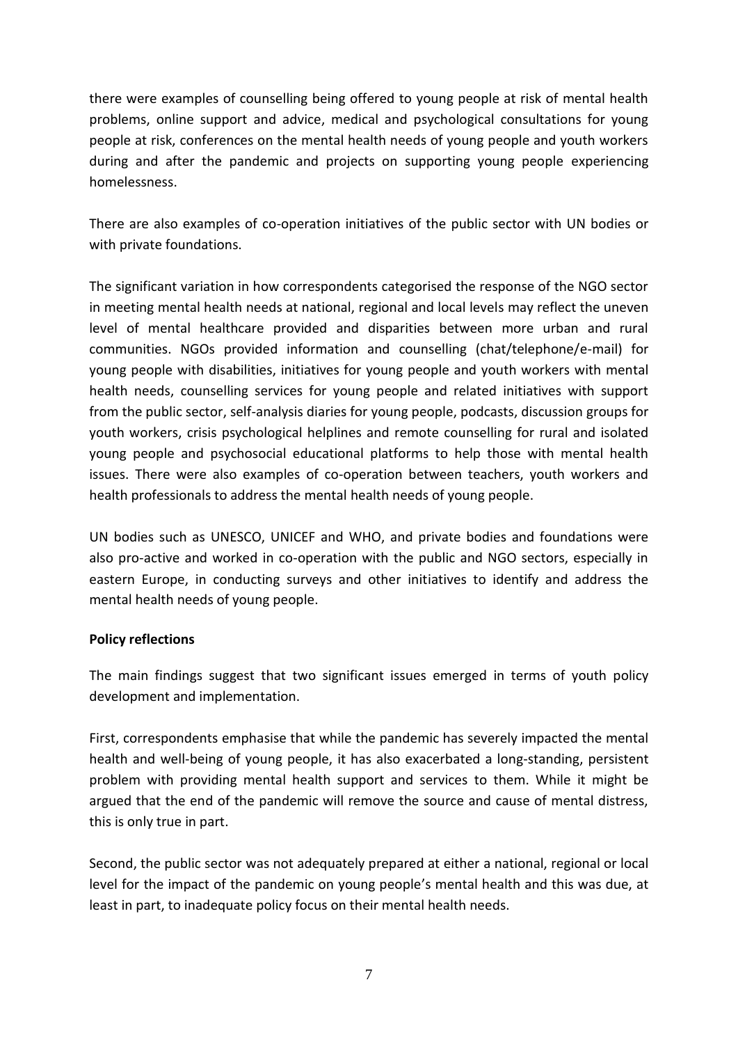there were examples of counselling being offered to young people at risk of mental health problems, online support and advice, medical and psychological consultations for young people at risk, conferences on the mental health needs of young people and youth workers during and after the pandemic and projects on supporting young people experiencing homelessness.

There are also examples of co-operation initiatives of the public sector with UN bodies or with private foundations.

The significant variation in how correspondents categorised the response of the NGO sector in meeting mental health needs at national, regional and local levels may reflect the uneven level of mental healthcare provided and disparities between more urban and rural communities. NGOs provided information and counselling (chat/telephone/e-mail) for young people with disabilities, initiatives for young people and youth workers with mental health needs, counselling services for young people and related initiatives with support from the public sector, self-analysis diaries for young people, podcasts, discussion groups for youth workers, crisis psychological helplines and remote counselling for rural and isolated young people and psychosocial educational platforms to help those with mental health issues. There were also examples of co-operation between teachers, youth workers and health professionals to address the mental health needs of young people.

UN bodies such as UNESCO, UNICEF and WHO, and private bodies and foundations were also pro-active and worked in co-operation with the public and NGO sectors, especially in eastern Europe, in conducting surveys and other initiatives to identify and address the mental health needs of young people.

**Policy reflections**

The main findings suggest that two significant issues emerged in terms of youth policy development and implementation.

First, correspondents emphasise that while the pandemic has severely impacted the mental health and well-being of young people, it has also exacerbated a long-standing, persistent problem with providing mental health support and services to them. While it might be argued that the end of the pandemic will remove the source and cause of mental distress, this is only true in part.

Second, the public sector was not adequately prepared at either a national, regional or local level for the impact of the pandemic on young people's mental health and this was due, at least in part, to inadequate policy focus on their mental health needs.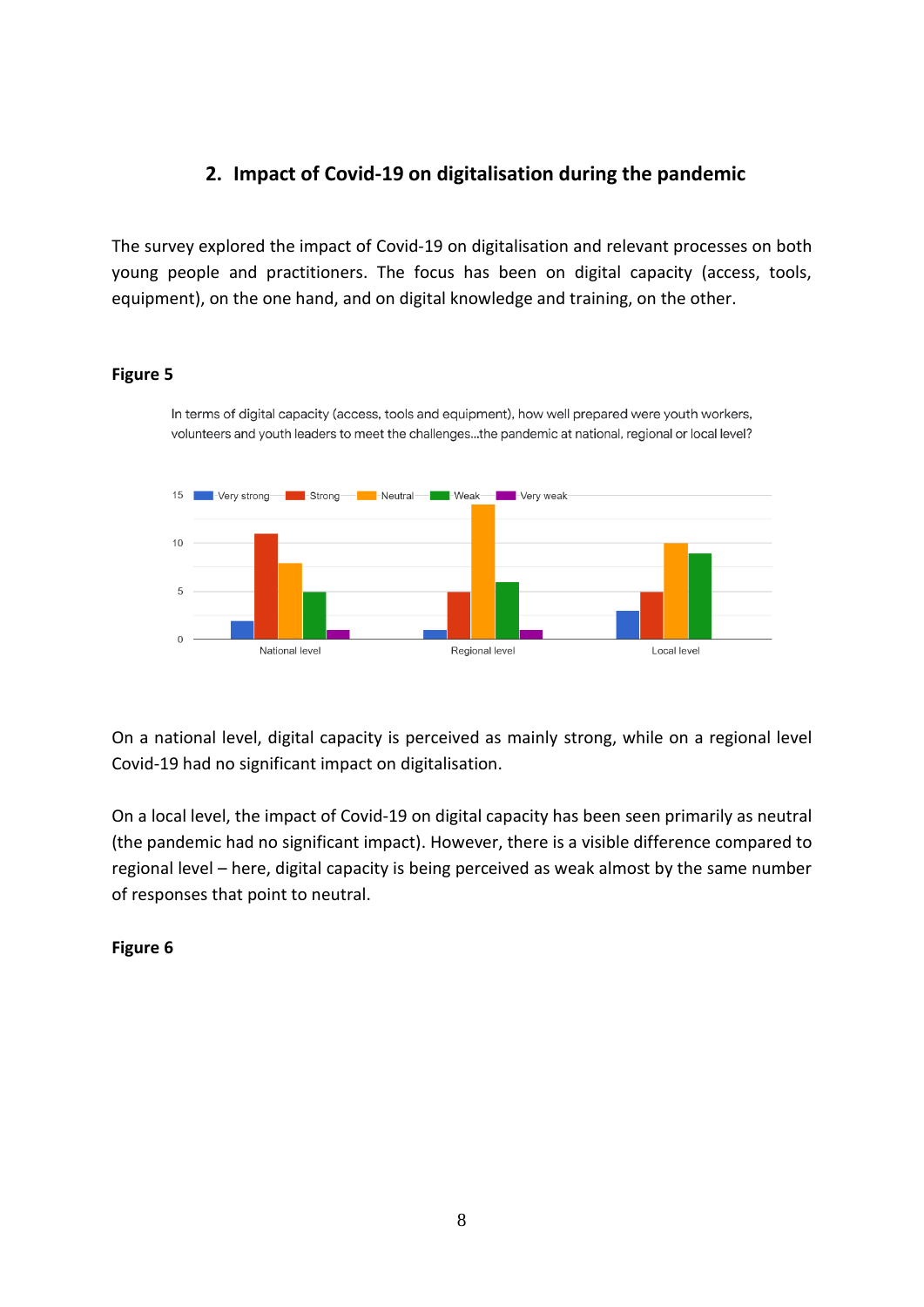## 2. Impact of Covid-19 on digitalisation during the pandemic

The survey explored the impact of Covid-19 on digitalisation and relevant processes on both young people and practitioners. The focus has been on digital capacity (access, tools, equipment), on the one hand, and on digital knowledge and training, on the other.

**Figure 5**

In terms of digital capacity (access, tools and equipment), how well prepared were youth workers, volunteers and youth leaders to meet the challenges...the pandemic at national, regional or local level?

On a national level, digital capacity is perceived as mainly strong, while on a regional level Covid-19 had no significant impact on digitalisation.

On a local level, the impact of Covid-19 on digital capacity has been seen primarily as neutral (the pandemic had no significant impact). However, there is a visible difference compared to regional level – here, digital capacity is being perceived as weak almost by the same number of responses that point to neutral.

**Figure 6**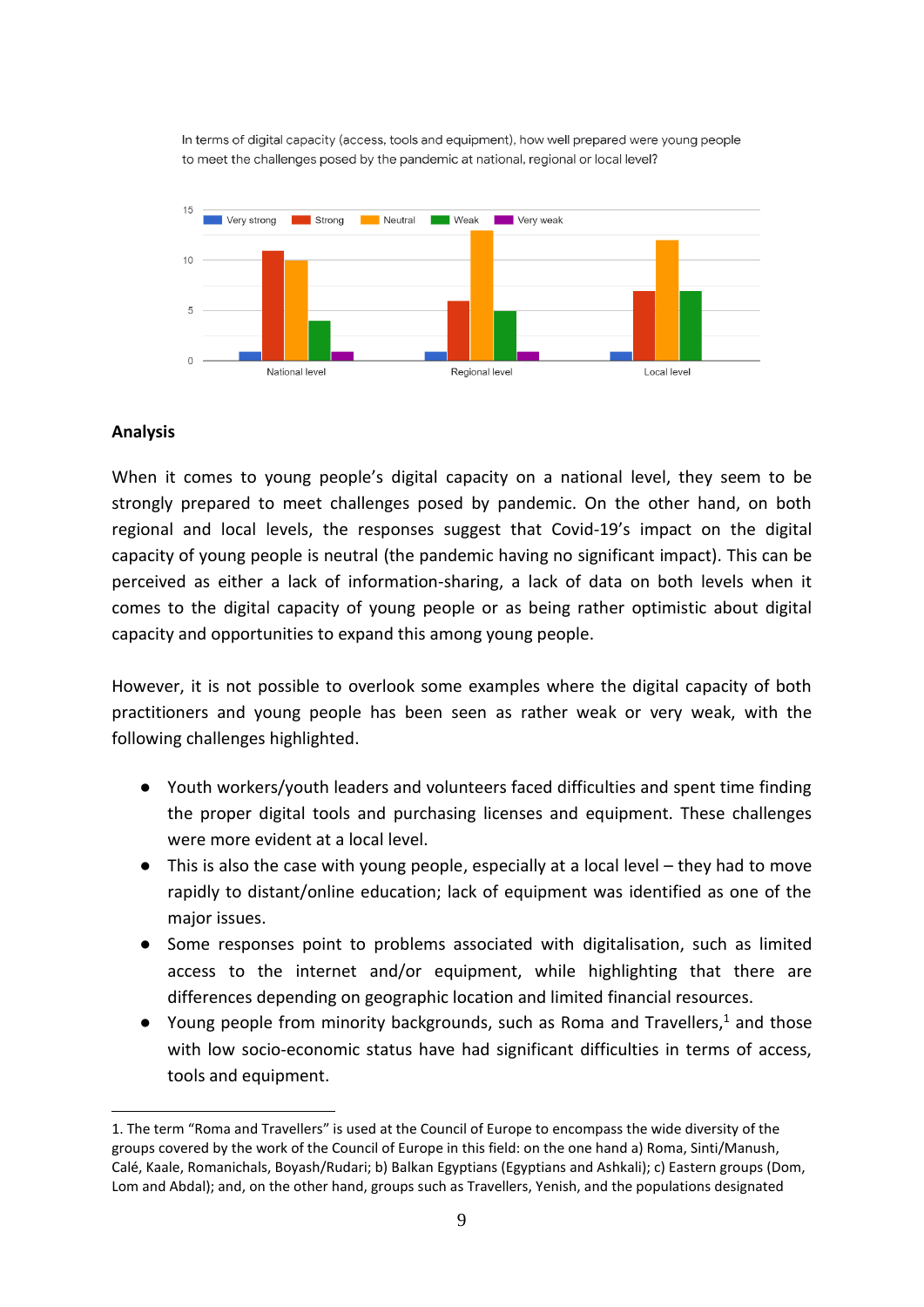In terms of digital capacity (access, tools and equipment), how well prepared were young people to meet the challenges posed by the pandemic at national, regional or local level?

| | Very strong | Strong | Neutral | Weak | Very weak |
|---|---|---|---|---|---|
| National level | 1 | 11 | 10 | 4 | 1 |
| Regional level | 1 | 6 | 13 | 5 | 1 |
| Local level | 1 | 7 | 12 | 7 | |

## Analysis

When it comes to young people's digital capacity on a national level, they seem to be strongly prepared to meet challenges posed by pandemic. On the other hand, on both regional and local levels, the responses suggest that Covid-19's impact on the digital capacity of young people is neutral (the pandemic having no significant impact). This can be perceived as either a lack of information-sharing, a lack of data on both levels when it comes to the digital capacity of young people or as being rather optimistic about digital capacity and opportunities to expand this among young people.

However, it is not possible to overlook some examples where the digital capacity of both practitioners and young people has been seen as rather weak or very weak, with the following challenges highlighted.

- Youth workers/youth leaders and volunteers faced difficulties and spent time finding the proper digital tools and purchasing licenses and equipment. These challenges were more evident at a local level.
- This is also the case with young people, especially at a local level – they had to move rapidly to distant/online education; lack of equipment was identified as one of the major issues.
- Some responses point to problems associated with digitalisation, such as limited access to the internet and/or equipment, while highlighting that there are differences depending on geographic location and limited financial resources.
- Young people from minority backgrounds, such as Roma and Travellers,[1] and those with low socio-economic status have had significant difficulties in terms of access, tools and equipment.

---

1. The term "Roma and Travellers" is used at the Council of Europe to encompass the wide diversity of the groups covered by the work of the Council of Europe in this field: on the one hand a) Roma, Sinti/Manush, Calé, Kaale, Romanichals, Boyash/Rudari; b) Balkan Egyptians (Egyptians and Ashkali); c) Eastern groups (Dom, Lom and Abdal); and, on the other hand, groups such as Travellers, Yenish, and the populations designated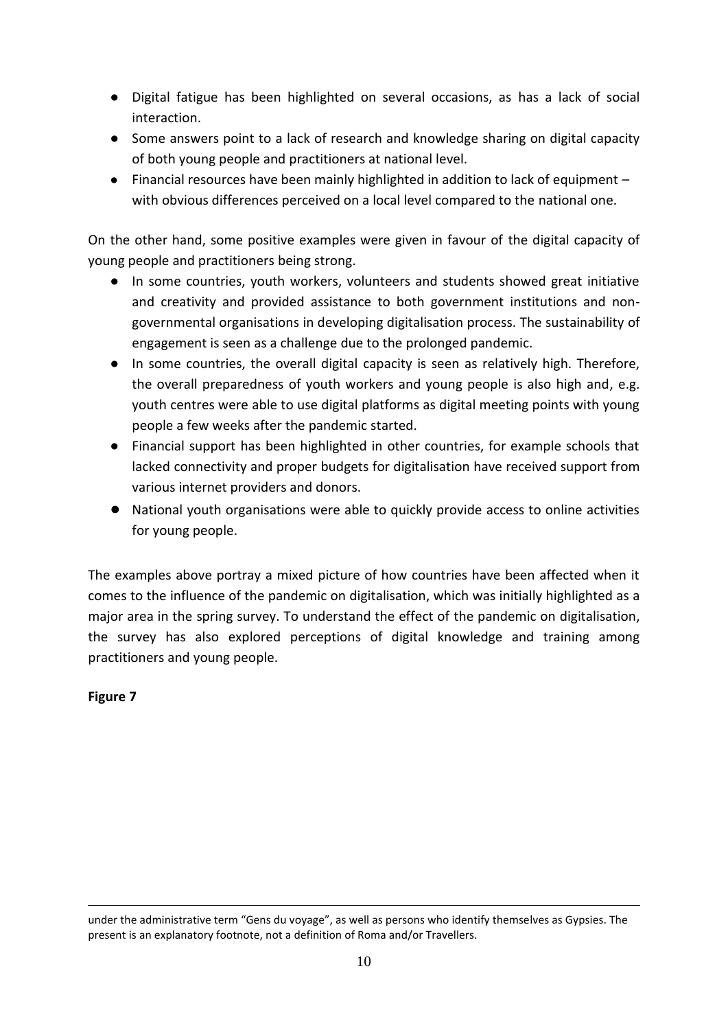- Digital fatigue has been highlighted on several occasions, as has a lack of social interaction.
- Some answers point to a lack of research and knowledge sharing on digital capacity of both young people and practitioners at national level.
- Financial resources have been mainly highlighted in addition to lack of equipment – with obvious differences perceived on a local level compared to the national one.

On the other hand, some positive examples were given in favour of the digital capacity of young people and practitioners being strong.

- In some countries, youth workers, volunteers and students showed great initiative and creativity and provided assistance to both government institutions and non-governmental organisations in developing digitalisation process. The sustainability of engagement is seen as a challenge due to the prolonged pandemic.
- In some countries, the overall digital capacity is seen as relatively high. Therefore, the overall preparedness of youth workers and young people is also high and, e.g. youth centres were able to use digital platforms as digital meeting points with young people a few weeks after the pandemic started.
- Financial support has been highlighted in other countries, for example schools that lacked connectivity and proper budgets for digitalisation have received support from various internet providers and donors.
- National youth organisations were able to quickly provide access to online activities for young people.

The examples above portray a mixed picture of how countries have been affected when it comes to the influence of the pandemic on digitalisation, which was initially highlighted as a major area in the spring survey. To understand the effect of the pandemic on digitalisation, the survey has also explored perceptions of digital knowledge and training among practitioners and young people.

**Figure 7**

under the administrative term "Gens du voyage", as well as persons who identify themselves as Gypsies. The present is an explanatory footnote, not a definition of Roma and/or Travellers.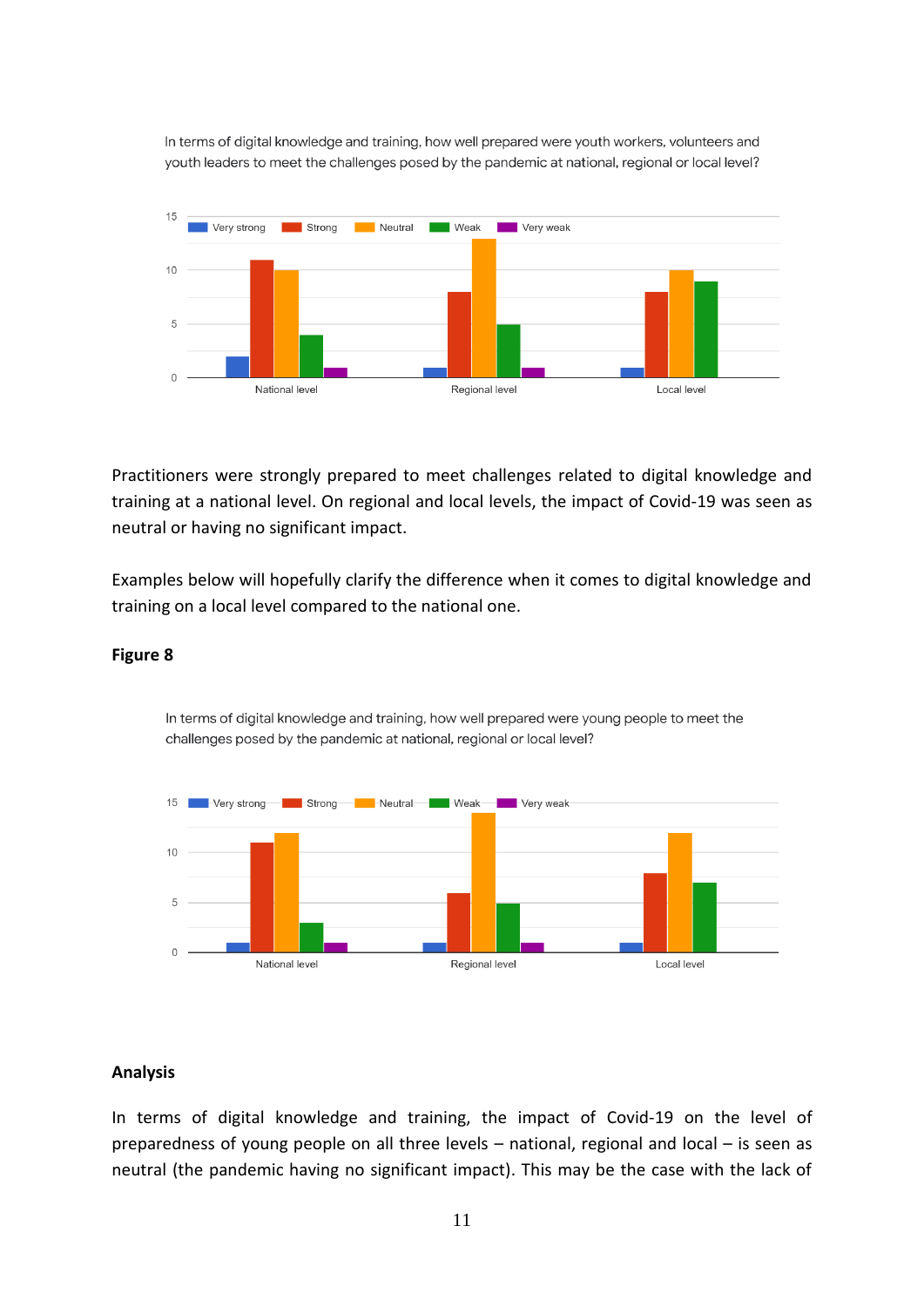In terms of digital knowledge and training, how well prepared were youth workers, volunteers and youth leaders to meet the challenges posed by the pandemic at national, regional or local level?

Practitioners were strongly prepared to meet challenges related to digital knowledge and training at a national level. On regional and local levels, the impact of Covid-19 was seen as neutral or having no significant impact.

Examples below will hopefully clarify the difference when it comes to digital knowledge and training on a local level compared to the national one.

**Figure 8**

In terms of digital knowledge and training, how well prepared were young people to meet the challenges posed by the pandemic at national, regional or local level?

**Analysis**

In terms of digital knowledge and training, the impact of Covid-19 on the level of preparedness of young people on all three levels – national, regional and local – is seen as neutral (the pandemic having no significant impact). This may be the case with the lack of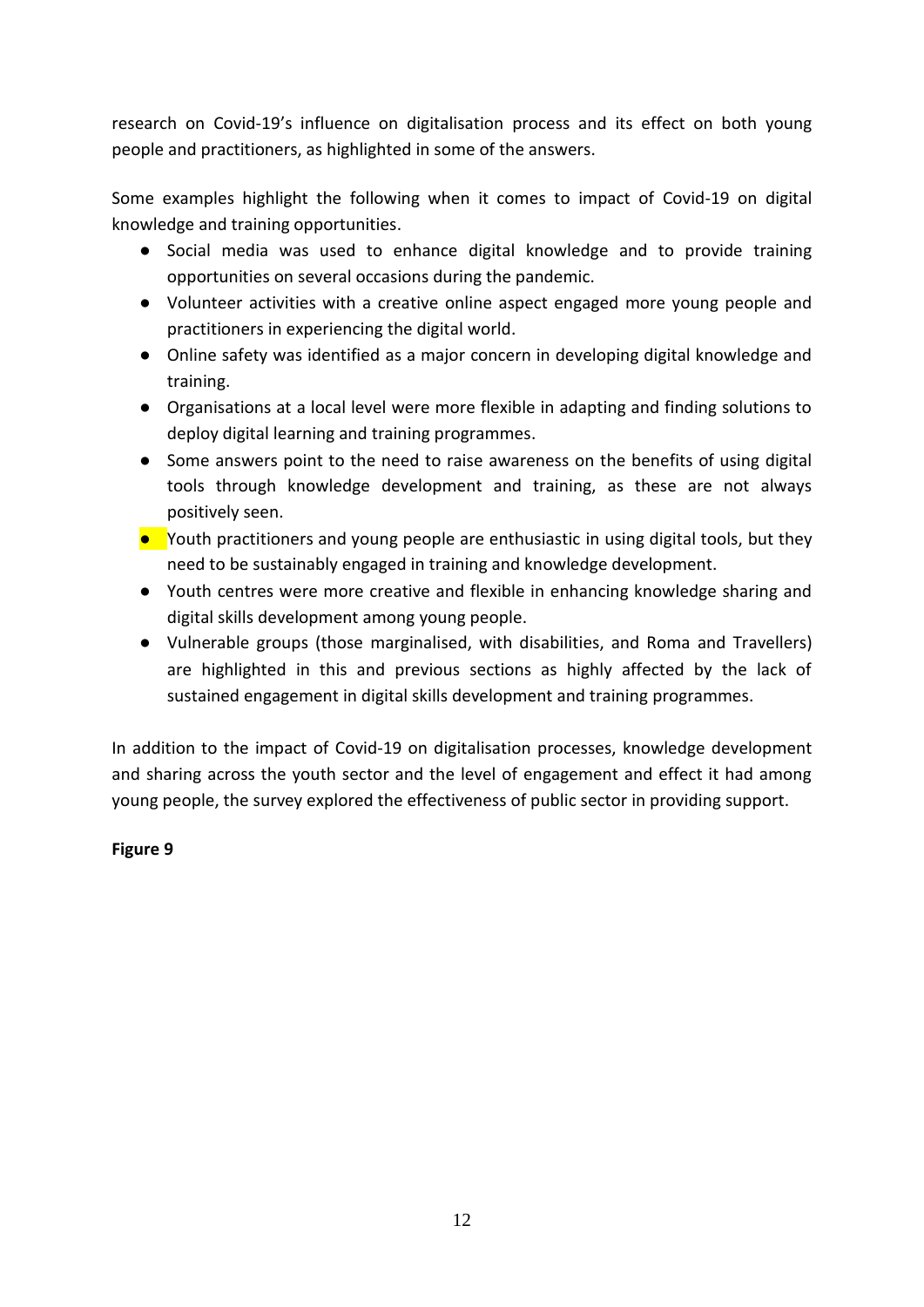research on Covid-19's influence on digitalisation process and its effect on both young people and practitioners, as highlighted in some of the answers.

Some examples highlight the following when it comes to impact of Covid-19 on digital knowledge and training opportunities.

- Social media was used to enhance digital knowledge and to provide training opportunities on several occasions during the pandemic.
- Volunteer activities with a creative online aspect engaged more young people and practitioners in experiencing the digital world.
- Online safety was identified as a major concern in developing digital knowledge and training.
- Organisations at a local level were more flexible in adapting and finding solutions to deploy digital learning and training programmes.
- Some answers point to the need to raise awareness on the benefits of using digital tools through knowledge development and training, as these are not always positively seen.
- Youth practitioners and young people are enthusiastic in using digital tools, but they need to be sustainably engaged in training and knowledge development.
- Youth centres were more creative and flexible in enhancing knowledge sharing and digital skills development among young people.
- Vulnerable groups (those marginalised, with disabilities, and Roma and Travellers) are highlighted in this and previous sections as highly affected by the lack of sustained engagement in digital skills development and training programmes.

In addition to the impact of Covid-19 on digitalisation processes, knowledge development and sharing across the youth sector and the level of engagement and effect it had among young people, the survey explored the effectiveness of public sector in providing support.

**Figure 9**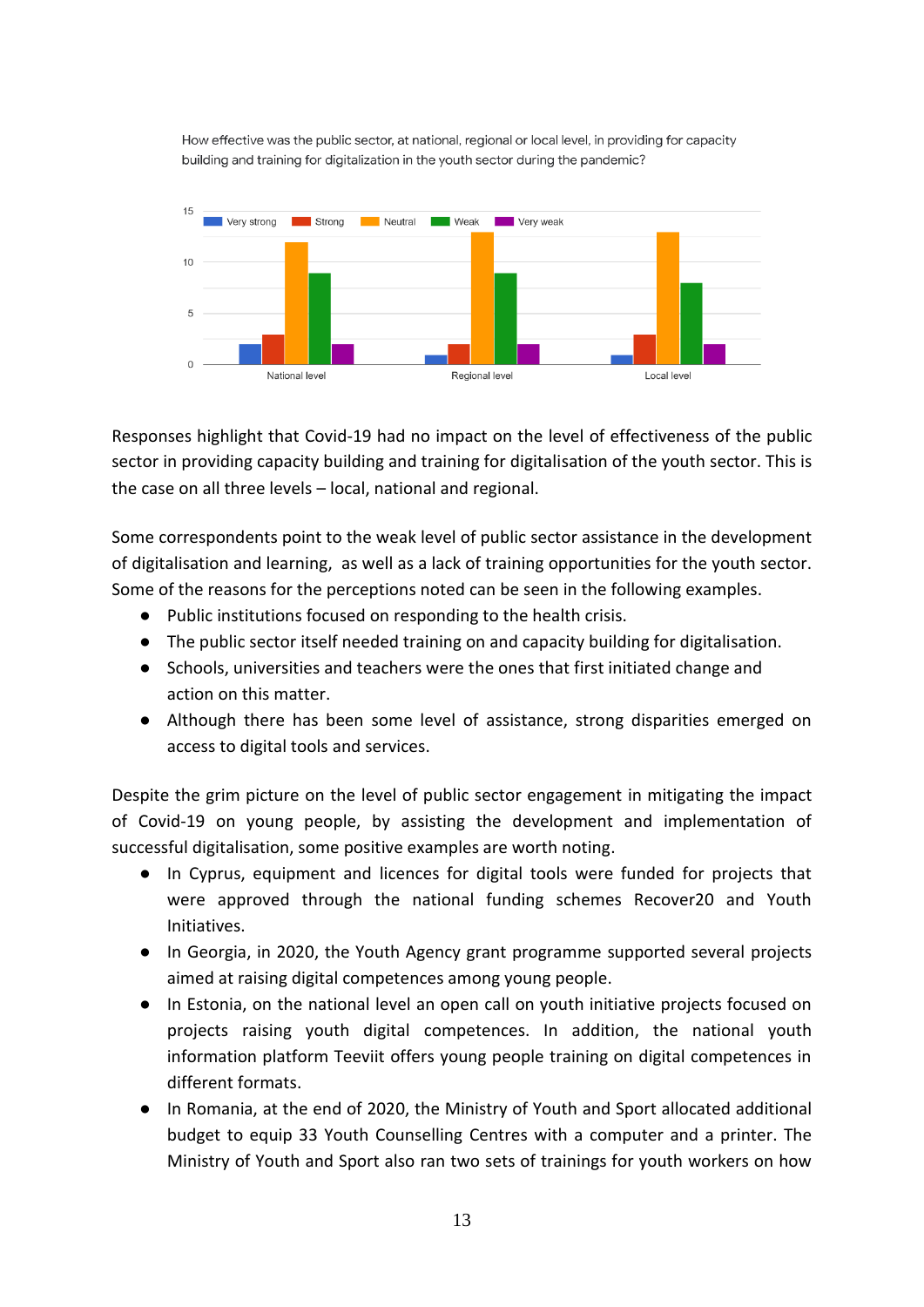How effective was the public sector, at national, regional or local level, in providing for capacity building and training for digitalization in the youth sector during the pandemic?

| | Very strong | Strong | Neutral | Weak | Very weak |
|---|---|---|---|---|---|
| National level | 2 | 3 | 12 | 9 | 2 |
| Regional level | 1 | 2 | 13 | 9 | 2 |
| Local level | 1 | 3 | 13 | 8 | 2 |

Responses highlight that Covid-19 had no impact on the level of effectiveness of the public sector in providing capacity building and training for digitalisation of the youth sector. This is the case on all three levels – local, national and regional.

Some correspondents point to the weak level of public sector assistance in the development of digitalisation and learning, as well as a lack of training opportunities for the youth sector. Some of the reasons for the perceptions noted can be seen in the following examples.

- Public institutions focused on responding to the health crisis.
- The public sector itself needed training on and capacity building for digitalisation.
- Schools, universities and teachers were the ones that first initiated change and action on this matter.
- Although there has been some level of assistance, strong disparities emerged on access to digital tools and services.

Despite the grim picture on the level of public sector engagement in mitigating the impact of Covid-19 on young people, by assisting the development and implementation of successful digitalisation, some positive examples are worth noting.

- In Cyprus, equipment and licences for digital tools were funded for projects that were approved through the national funding schemes Recover20 and Youth Initiatives.
- In Georgia, in 2020, the Youth Agency grant programme supported several projects aimed at raising digital competences among young people.
- In Estonia, on the national level an open call on youth initiative projects focused on projects raising youth digital competences. In addition, the national youth information platform Teeviit offers young people training on digital competences in different formats.
- In Romania, at the end of 2020, the Ministry of Youth and Sport allocated additional budget to equip 33 Youth Counselling Centres with a computer and a printer. The Ministry of Youth and Sport also ran two sets of trainings for youth workers on how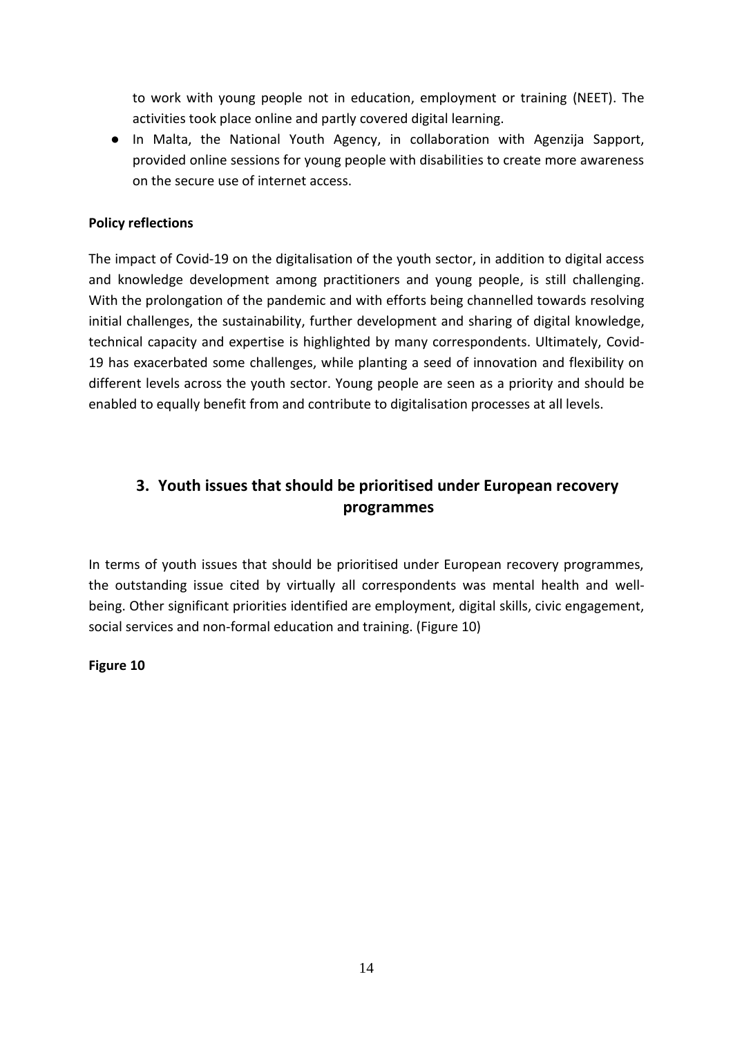to work with young people not in education, employment or training (NEET). The activities took place online and partly covered digital learning.

- In Malta, the National Youth Agency, in collaboration with Agenzija Sapport, provided online sessions for young people with disabilities to create more awareness on the secure use of internet access.

**Policy reflections**

The impact of Covid-19 on the digitalisation of the youth sector, in addition to digital access and knowledge development among practitioners and young people, is still challenging. With the prolongation of the pandemic and with efforts being channelled towards resolving initial challenges, the sustainability, further development and sharing of digital knowledge, technical capacity and expertise is highlighted by many correspondents. Ultimately, Covid-19 has exacerbated some challenges, while planting a seed of innovation and flexibility on different levels across the youth sector. Young people are seen as a priority and should be enabled to equally benefit from and contribute to digitalisation processes at all levels.

## 3. Youth issues that should be prioritised under European recovery programmes

In terms of youth issues that should be prioritised under European recovery programmes, the outstanding issue cited by virtually all correspondents was mental health and well-being. Other significant priorities identified are employment, digital skills, civic engagement, social services and non-formal education and training. (Figure 10)

**Figure 10**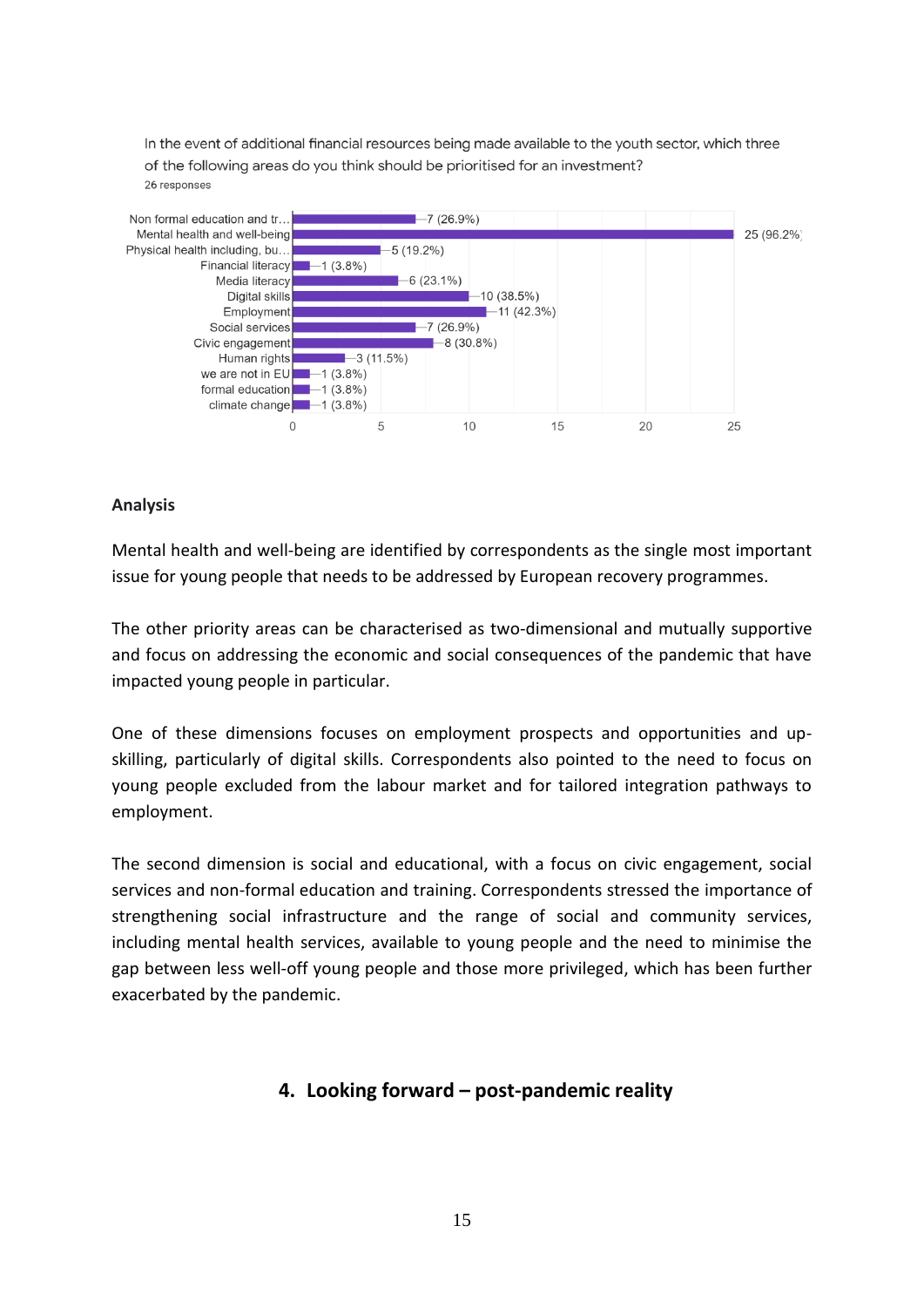In the event of additional financial resources being made available to the youth sector, which three of the following areas do you think should be prioritised for an investment?

26 responses

| Area | Responses |
| --- | --- |
| Non formal education and tr… | 7 (26.9%) |
| Mental health and well-being | 25 (96.2%) |
| Physical health including, bu… | 5 (19.2%) |
| Financial literacy | 1 (3.8%) |
| Media literacy | 6 (23.1%) |
| Digital skills | 10 (38.5%) |
| Employment | 11 (42.3%) |
| Social services | 7 (26.9%) |
| Civic engagement | 8 (30.8%) |
| Human rights | 3 (11.5%) |
| we are not in EU | 1 (3.8%) |
| formal education | 1 (3.8%) |
| climate change | 1 (3.8%) |

**Analysis**

Mental health and well-being are identified by correspondents as the single most important issue for young people that needs to be addressed by European recovery programmes.

The other priority areas can be characterised as two-dimensional and mutually supportive and focus on addressing the economic and social consequences of the pandemic that have impacted young people in particular.

One of these dimensions focuses on employment prospects and opportunities and up-skilling, particularly of digital skills. Correspondents also pointed to the need to focus on young people excluded from the labour market and for tailored integration pathways to employment.

The second dimension is social and educational, with a focus on civic engagement, social services and non-formal education and training. Correspondents stressed the importance of strengthening social infrastructure and the range of social and community services, including mental health services, available to young people and the need to minimise the gap between less well-off young people and those more privileged, which has been further exacerbated by the pandemic.

## 4. Looking forward – post-pandemic reality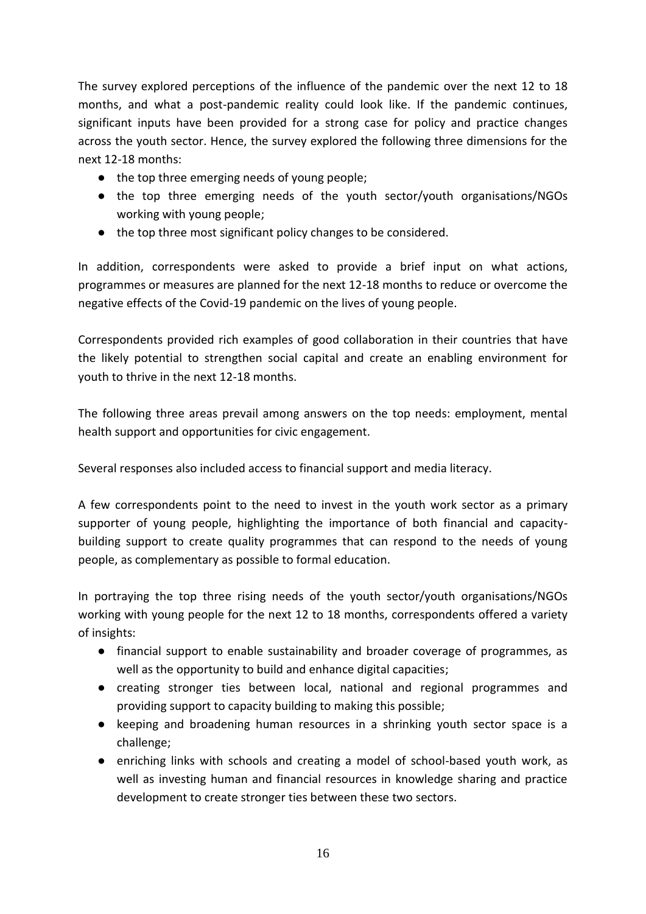The survey explored perceptions of the influence of the pandemic over the next 12 to 18 months, and what a post-pandemic reality could look like. If the pandemic continues, significant inputs have been provided for a strong case for policy and practice changes across the youth sector. Hence, the survey explored the following three dimensions for the next 12-18 months:

- the top three emerging needs of young people;
- the top three emerging needs of the youth sector/youth organisations/NGOs working with young people;
- the top three most significant policy changes to be considered.

In addition, correspondents were asked to provide a brief input on what actions, programmes or measures are planned for the next 12-18 months to reduce or overcome the negative effects of the Covid-19 pandemic on the lives of young people.

Correspondents provided rich examples of good collaboration in their countries that have the likely potential to strengthen social capital and create an enabling environment for youth to thrive in the next 12-18 months.

The following three areas prevail among answers on the top needs: employment, mental health support and opportunities for civic engagement.

Several responses also included access to financial support and media literacy.

A few correspondents point to the need to invest in the youth work sector as a primary supporter of young people, highlighting the importance of both financial and capacity-building support to create quality programmes that can respond to the needs of young people, as complementary as possible to formal education.

In portraying the top three rising needs of the youth sector/youth organisations/NGOs working with young people for the next 12 to 18 months, correspondents offered a variety of insights:

- financial support to enable sustainability and broader coverage of programmes, as well as the opportunity to build and enhance digital capacities;
- creating stronger ties between local, national and regional programmes and providing support to capacity building to making this possible;
- keeping and broadening human resources in a shrinking youth sector space is a challenge;
- enriching links with schools and creating a model of school-based youth work, as well as investing human and financial resources in knowledge sharing and practice development to create stronger ties between these two sectors.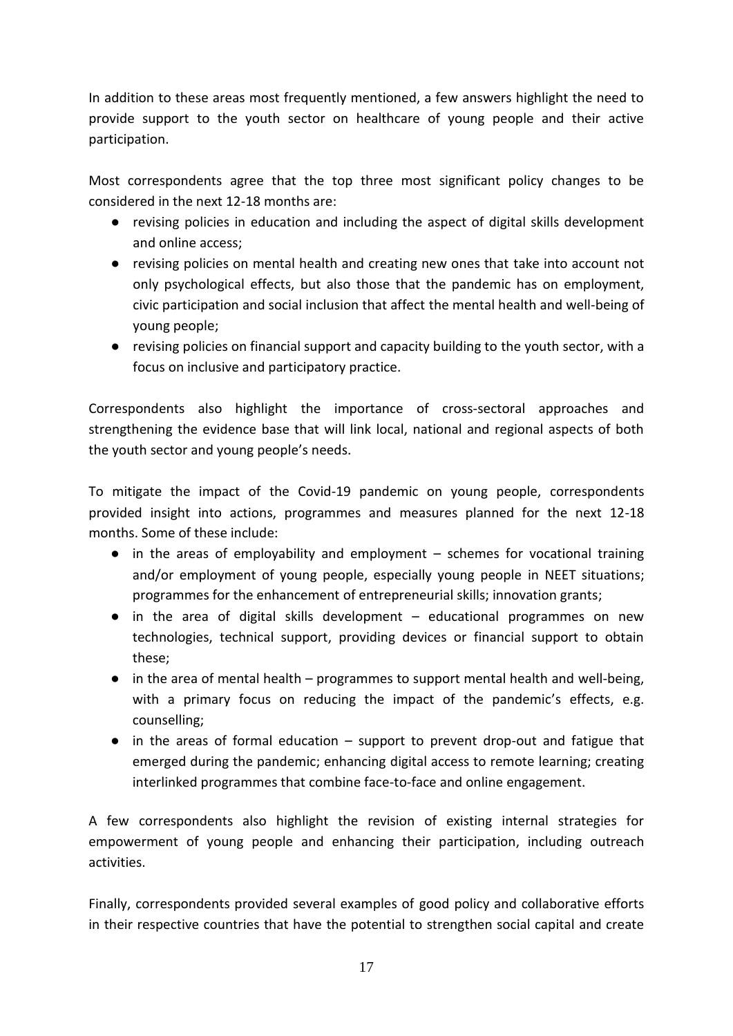In addition to these areas most frequently mentioned, a few answers highlight the need to provide support to the youth sector on healthcare of young people and their active participation.

Most correspondents agree that the top three most significant policy changes to be considered in the next 12-18 months are:

- revising policies in education and including the aspect of digital skills development and online access;
- revising policies on mental health and creating new ones that take into account not only psychological effects, but also those that the pandemic has on employment, civic participation and social inclusion that affect the mental health and well-being of young people;
- revising policies on financial support and capacity building to the youth sector, with a focus on inclusive and participatory practice.

Correspondents also highlight the importance of cross-sectoral approaches and strengthening the evidence base that will link local, national and regional aspects of both the youth sector and young people's needs.

To mitigate the impact of the Covid-19 pandemic on young people, correspondents provided insight into actions, programmes and measures planned for the next 12-18 months. Some of these include:

- in the areas of employability and employment – schemes for vocational training and/or employment of young people, especially young people in NEET situations; programmes for the enhancement of entrepreneurial skills; innovation grants;
- in the area of digital skills development – educational programmes on new technologies, technical support, providing devices or financial support to obtain these;
- in the area of mental health – programmes to support mental health and well-being, with a primary focus on reducing the impact of the pandemic's effects, e.g. counselling;
- in the areas of formal education – support to prevent drop-out and fatigue that emerged during the pandemic; enhancing digital access to remote learning; creating interlinked programmes that combine face-to-face and online engagement.

A few correspondents also highlight the revision of existing internal strategies for empowerment of young people and enhancing their participation, including outreach activities.

Finally, correspondents provided several examples of good policy and collaborative efforts in their respective countries that have the potential to strengthen social capital and create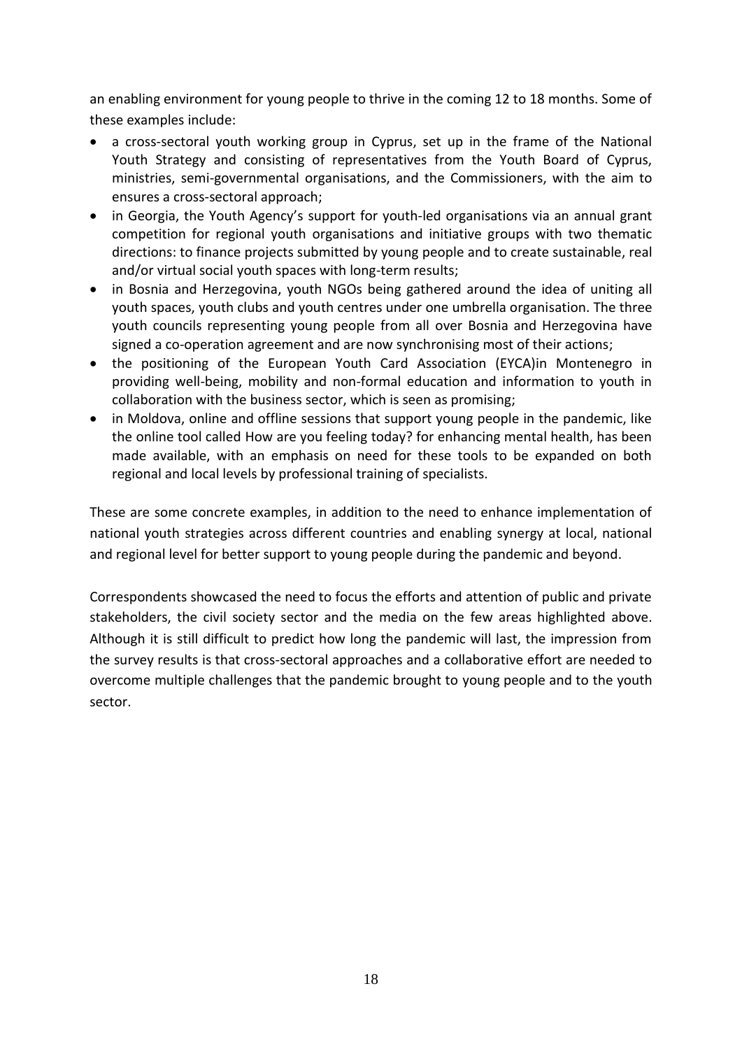an enabling environment for young people to thrive in the coming 12 to 18 months. Some of these examples include:

- a cross-sectoral youth working group in Cyprus, set up in the frame of the National Youth Strategy and consisting of representatives from the Youth Board of Cyprus, ministries, semi-governmental organisations, and the Commissioners, with the aim to ensures a cross-sectoral approach;
- in Georgia, the Youth Agency's support for youth-led organisations via an annual grant competition for regional youth organisations and initiative groups with two thematic directions: to finance projects submitted by young people and to create sustainable, real and/or virtual social youth spaces with long-term results;
- in Bosnia and Herzegovina, youth NGOs being gathered around the idea of uniting all youth spaces, youth clubs and youth centres under one umbrella organisation. The three youth councils representing young people from all over Bosnia and Herzegovina have signed a co-operation agreement and are now synchronising most of their actions;
- the positioning of the European Youth Card Association (EYCA)in Montenegro in providing well-being, mobility and non-formal education and information to youth in collaboration with the business sector, which is seen as promising;
- in Moldova, online and offline sessions that support young people in the pandemic, like the online tool called How are you feeling today? for enhancing mental health, has been made available, with an emphasis on need for these tools to be expanded on both regional and local levels by professional training of specialists.

These are some concrete examples, in addition to the need to enhance implementation of national youth strategies across different countries and enabling synergy at local, national and regional level for better support to young people during the pandemic and beyond.

Correspondents showcased the need to focus the efforts and attention of public and private stakeholders, the civil society sector and the media on the few areas highlighted above. Although it is still difficult to predict how long the pandemic will last, the impression from the survey results is that cross-sectoral approaches and a collaborative effort are needed to overcome multiple challenges that the pandemic brought to young people and to the youth sector.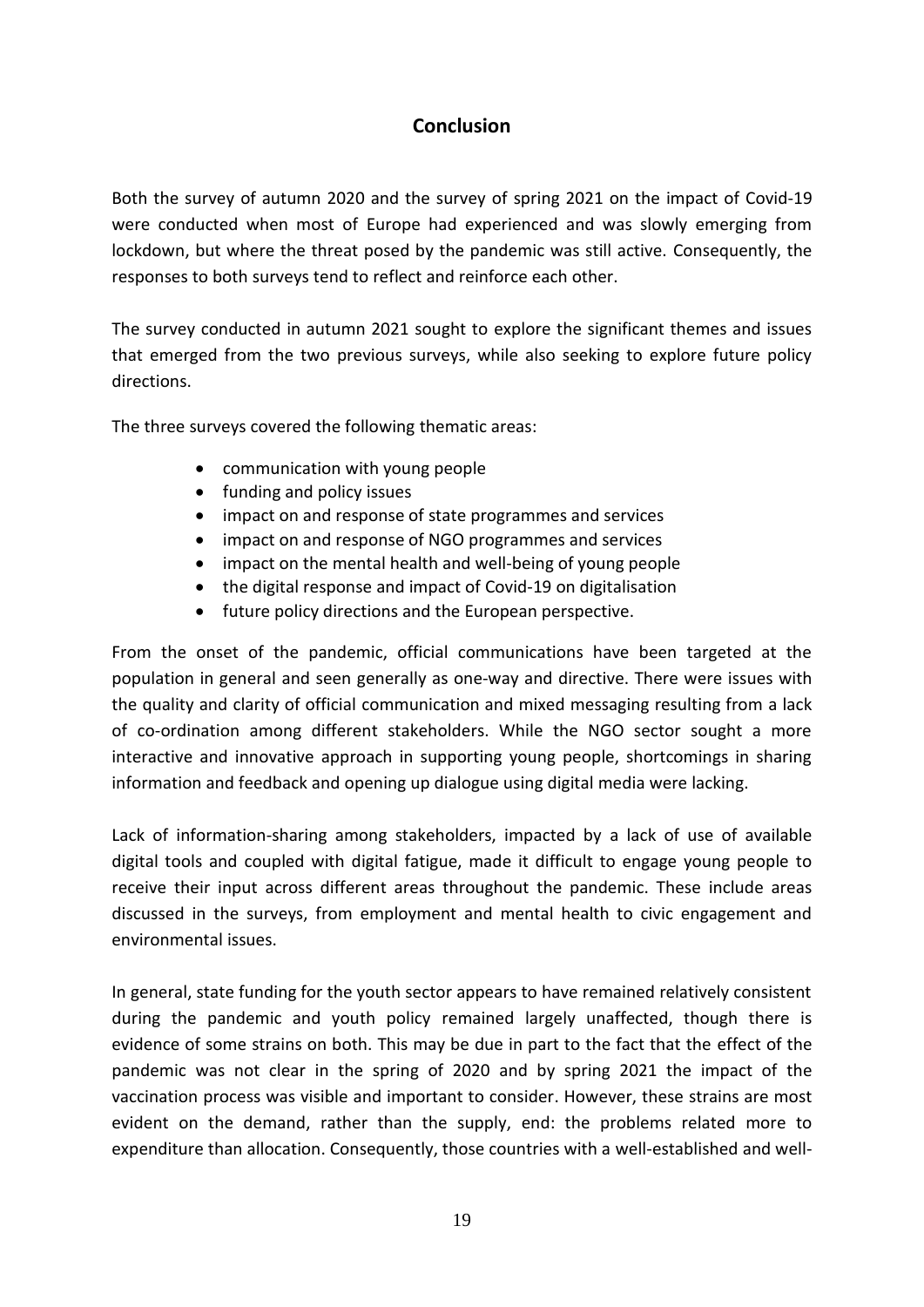## Conclusion

Both the survey of autumn 2020 and the survey of spring 2021 on the impact of Covid-19 were conducted when most of Europe had experienced and was slowly emerging from lockdown, but where the threat posed by the pandemic was still active. Consequently, the responses to both surveys tend to reflect and reinforce each other.

The survey conducted in autumn 2021 sought to explore the significant themes and issues that emerged from the two previous surveys, while also seeking to explore future policy directions.

The three surveys covered the following thematic areas:

- communication with young people
- funding and policy issues
- impact on and response of state programmes and services
- impact on and response of NGO programmes and services
- impact on the mental health and well-being of young people
- the digital response and impact of Covid-19 on digitalisation
- future policy directions and the European perspective.

From the onset of the pandemic, official communications have been targeted at the population in general and seen generally as one-way and directive. There were issues with the quality and clarity of official communication and mixed messaging resulting from a lack of co-ordination among different stakeholders. While the NGO sector sought a more interactive and innovative approach in supporting young people, shortcomings in sharing information and feedback and opening up dialogue using digital media were lacking.

Lack of information-sharing among stakeholders, impacted by a lack of use of available digital tools and coupled with digital fatigue, made it difficult to engage young people to receive their input across different areas throughout the pandemic. These include areas discussed in the surveys, from employment and mental health to civic engagement and environmental issues.

In general, state funding for the youth sector appears to have remained relatively consistent during the pandemic and youth policy remained largely unaffected, though there is evidence of some strains on both. This may be due in part to the fact that the effect of the pandemic was not clear in the spring of 2020 and by spring 2021 the impact of the vaccination process was visible and important to consider. However, these strains are most evident on the demand, rather than the supply, end: the problems related more to expenditure than allocation. Consequently, those countries with a well-established and well-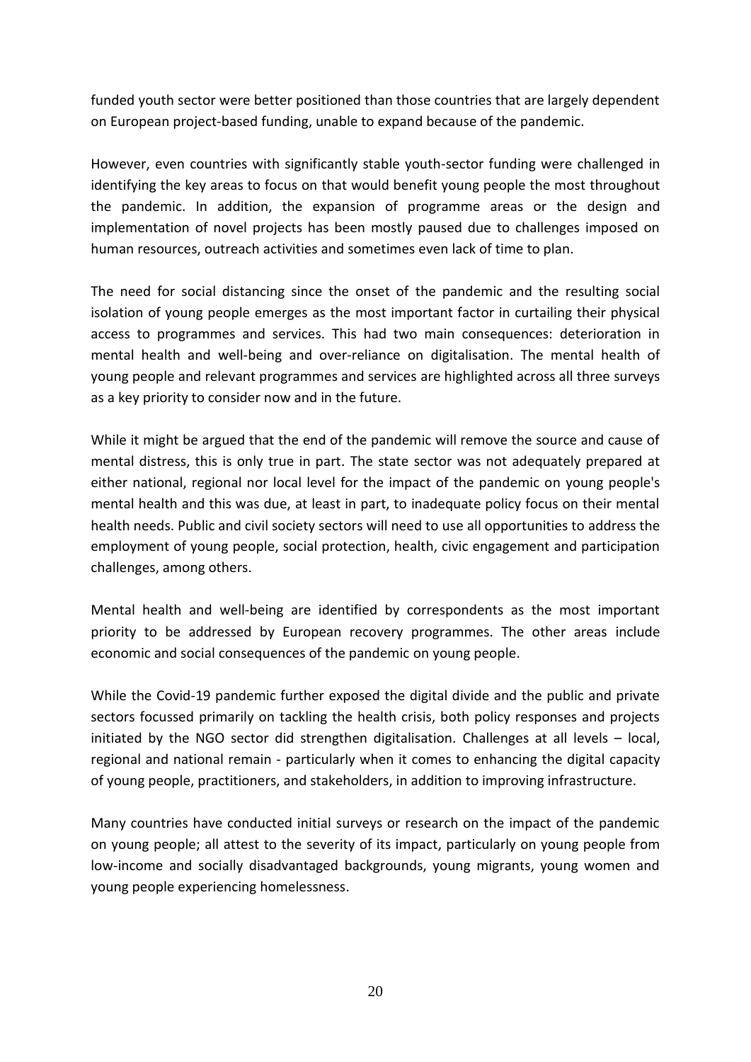funded youth sector were better positioned than those countries that are largely dependent on European project-based funding, unable to expand because of the pandemic.

However, even countries with significantly stable youth-sector funding were challenged in identifying the key areas to focus on that would benefit young people the most throughout the pandemic. In addition, the expansion of programme areas or the design and implementation of novel projects has been mostly paused due to challenges imposed on human resources, outreach activities and sometimes even lack of time to plan.

The need for social distancing since the onset of the pandemic and the resulting social isolation of young people emerges as the most important factor in curtailing their physical access to programmes and services. This had two main consequences: deterioration in mental health and well-being and over-reliance on digitalisation. The mental health of young people and relevant programmes and services are highlighted across all three surveys as a key priority to consider now and in the future.

While it might be argued that the end of the pandemic will remove the source and cause of mental distress, this is only true in part. The state sector was not adequately prepared at either national, regional nor local level for the impact of the pandemic on young people's mental health and this was due, at least in part, to inadequate policy focus on their mental health needs. Public and civil society sectors will need to use all opportunities to address the employment of young people, social protection, health, civic engagement and participation challenges, among others.

Mental health and well-being are identified by correspondents as the most important priority to be addressed by European recovery programmes. The other areas include economic and social consequences of the pandemic on young people.

While the Covid-19 pandemic further exposed the digital divide and the public and private sectors focussed primarily on tackling the health crisis, both policy responses and projects initiated by the NGO sector did strengthen digitalisation. Challenges at all levels – local, regional and national remain - particularly when it comes to enhancing the digital capacity of young people, practitioners, and stakeholders, in addition to improving infrastructure.

Many countries have conducted initial surveys or research on the impact of the pandemic on young people; all attest to the severity of its impact, particularly on young people from low-income and socially disadvantaged backgrounds, young migrants, young women and young people experiencing homelessness.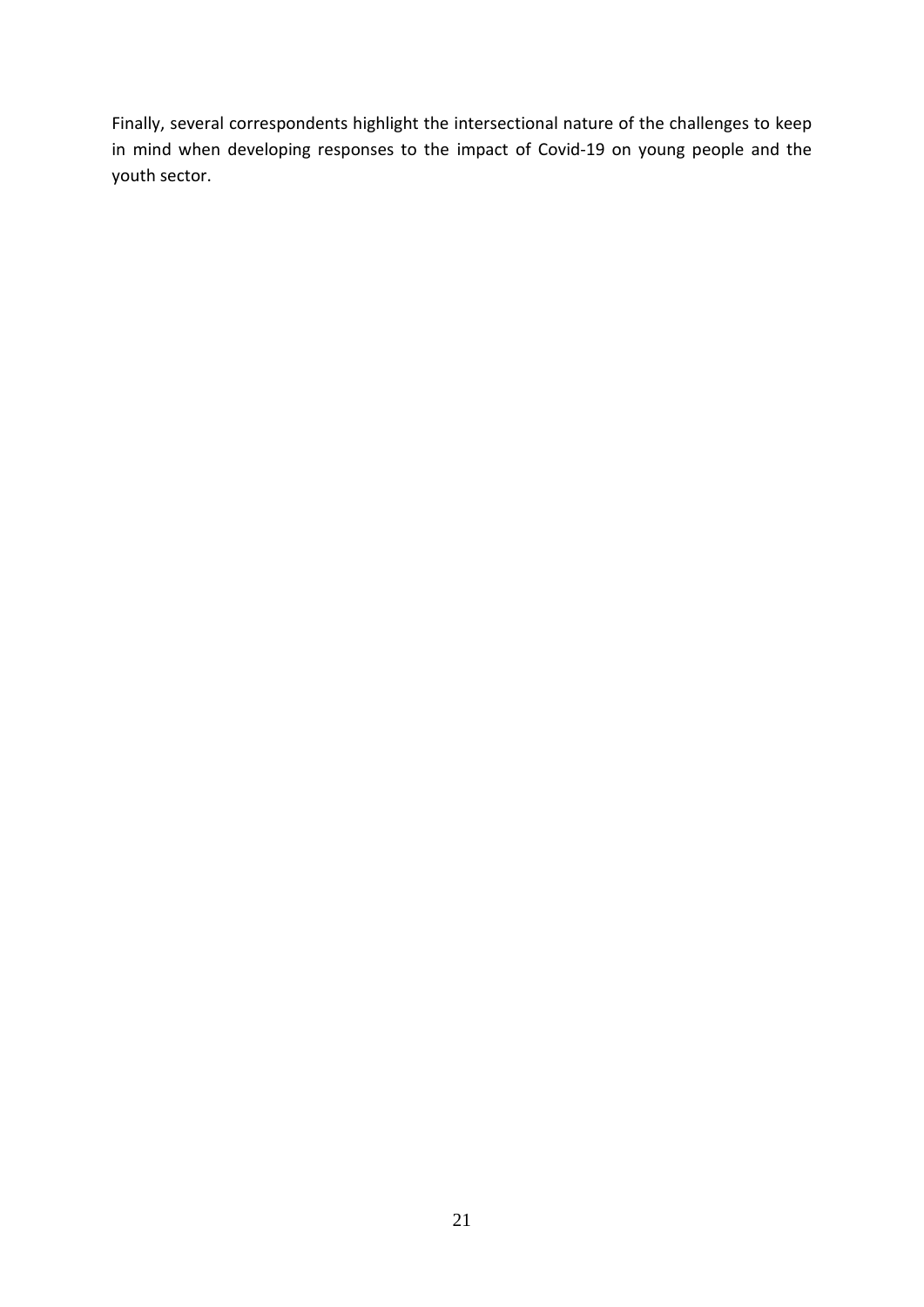Finally, several correspondents highlight the intersectional nature of the challenges to keep in mind when developing responses to the impact of Covid-19 on young people and the youth sector.